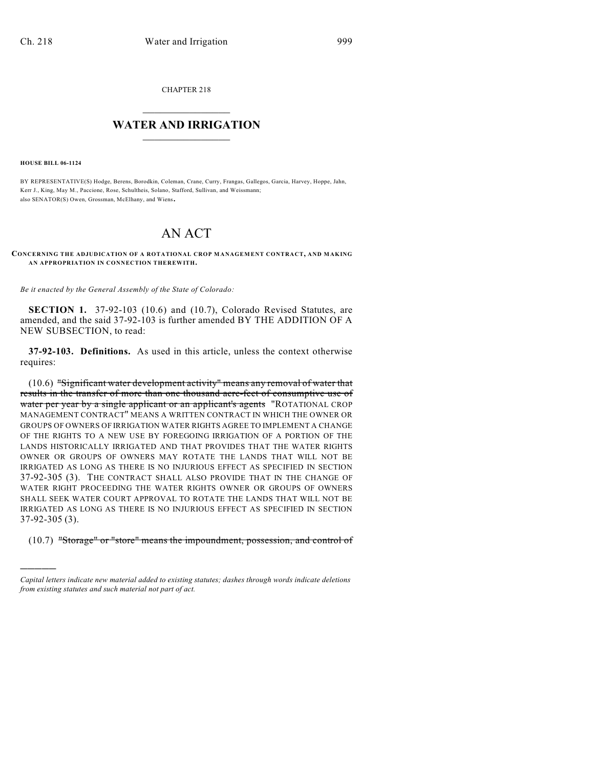CHAPTER 218

# WATER AND IRRIGATION

**HOUSE BILL 06-1124**

BY REPRESENTATIVE(S) Hodge, Berens, Borodkin, Coleman, Crane, Curry, Frangas, Gallegos, Garcia, Harvey, Hoppe, Jahn, Kerr J., King, May M., Paccione, Rose, Schultheis, Solano, Stafford, Sullivan, and Weissmann;
also SENATOR(S) Owen, Grossman, McElhany, and Wiens.

# AN ACT

**CONCERNING THE ADJUDICATION OF A ROTATIONAL CROP MANAGEMENT CONTRACT, AND MAKING AN APPROPRIATION IN CONNECTION THEREWITH.**

*Be it enacted by the General Assembly of the State of Colorado:*

**SECTION 1.** 37-92-103 (10.6) and (10.7), Colorado Revised Statutes, are amended, and the said 37-92-103 is further amended BY THE ADDITION OF A NEW SUBSECTION, to read:

**37-92-103. Definitions.** As used in this article, unless the context otherwise requires:

(10.6) ~~"Significant water development activity" means any removal of water that results in the transfer of more than one thousand acre-feet of consumptive use of water per year by a single applicant or an applicant's agents~~ "ROTATIONAL CROP MANAGEMENT CONTRACT" MEANS A WRITTEN CONTRACT IN WHICH THE OWNER OR GROUPS OF OWNERS OF IRRIGATION WATER RIGHTS AGREE TO IMPLEMENT A CHANGE OF THE RIGHTS TO A NEW USE BY FOREGOING IRRIGATION OF A PORTION OF THE LANDS HISTORICALLY IRRIGATED AND THAT PROVIDES THAT THE WATER RIGHTS OWNER OR GROUPS OF OWNERS MAY ROTATE THE LANDS THAT WILL NOT BE IRRIGATED AS LONG AS THERE IS NO INJURIOUS EFFECT AS SPECIFIED IN SECTION 37-92-305 (3). THE CONTRACT SHALL ALSO PROVIDE THAT IN THE CHANGE OF WATER RIGHT PROCEEDING THE WATER RIGHTS OWNER OR GROUPS OF OWNERS SHALL SEEK WATER COURT APPROVAL TO ROTATE THE LANDS THAT WILL NOT BE IRRIGATED AS LONG AS THERE IS NO INJURIOUS EFFECT AS SPECIFIED IN SECTION 37-92-305 (3).

(10.7) ~~"Storage" or "store" means the impoundment, possession, and control of~~

---

*Capital letters indicate new material added to existing statutes; dashes through words indicate deletions from existing statutes and such material not part of act.*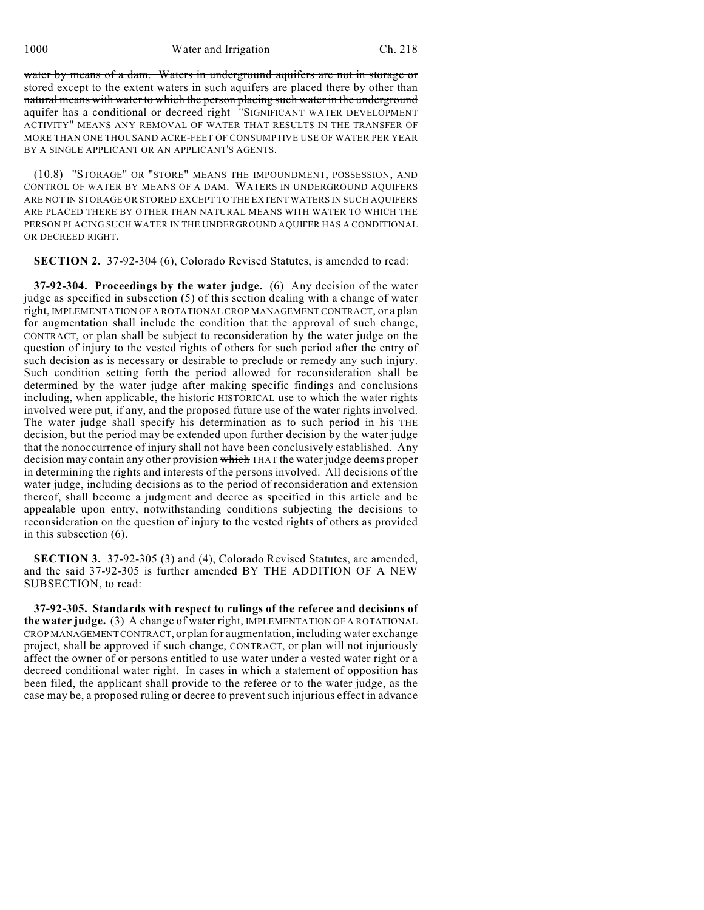~~water by means of a dam. Waters in underground aquifers are not in storage or stored except to the extent waters in such aquifers are placed there by other than natural means with water to which the person placing such water in the underground aquifer has a conditional or decreed right~~ "SIGNIFICANT WATER DEVELOPMENT ACTIVITY" MEANS ANY REMOVAL OF WATER THAT RESULTS IN THE TRANSFER OF MORE THAN ONE THOUSAND ACRE-FEET OF CONSUMPTIVE USE OF WATER PER YEAR BY A SINGLE APPLICANT OR AN APPLICANT'S AGENTS.

(10.8) "STORAGE" OR "STORE" MEANS THE IMPOUNDMENT, POSSESSION, AND CONTROL OF WATER BY MEANS OF A DAM. WATERS IN UNDERGROUND AQUIFERS ARE NOT IN STORAGE OR STORED EXCEPT TO THE EXTENT WATERS IN SUCH AQUIFERS ARE PLACED THERE BY OTHER THAN NATURAL MEANS WITH WATER TO WHICH THE PERSON PLACING SUCH WATER IN THE UNDERGROUND AQUIFER HAS A CONDITIONAL OR DECREED RIGHT.

**SECTION 2.** 37-92-304 (6), Colorado Revised Statutes, is amended to read:

**37-92-304. Proceedings by the water judge.** (6) Any decision of the water judge as specified in subsection (5) of this section dealing with a change of water right, IMPLEMENTATION OF A ROTATIONAL CROP MANAGEMENT CONTRACT, or a plan for augmentation shall include the condition that the approval of such change, CONTRACT, or plan shall be subject to reconsideration by the water judge on the question of injury to the vested rights of others for such period after the entry of such decision as is necessary or desirable to preclude or remedy any such injury. Such condition setting forth the period allowed for reconsideration shall be determined by the water judge after making specific findings and conclusions including, when applicable, the ~~historic~~ HISTORICAL use to which the water rights involved were put, if any, and the proposed future use of the water rights involved. The water judge shall specify ~~his determination as to~~ such period in ~~his~~ THE decision, but the period may be extended upon further decision by the water judge that the nonoccurrence of injury shall not have been conclusively established. Any decision may contain any other provision ~~which~~ THAT the water judge deems proper in determining the rights and interests of the persons involved. All decisions of the water judge, including decisions as to the period of reconsideration and extension thereof, shall become a judgment and decree as specified in this article and be appealable upon entry, notwithstanding conditions subjecting the decisions to reconsideration on the question of injury to the vested rights of others as provided in this subsection (6).

**SECTION 3.** 37-92-305 (3) and (4), Colorado Revised Statutes, are amended, and the said 37-92-305 is further amended BY THE ADDITION OF A NEW SUBSECTION, to read:

**37-92-305. Standards with respect to rulings of the referee and decisions of the water judge.** (3) A change of water right, IMPLEMENTATION OF A ROTATIONAL CROP MANAGEMENT CONTRACT, or plan for augmentation, including water exchange project, shall be approved if such change, CONTRACT, or plan will not injuriously affect the owner of or persons entitled to use water under a vested water right or a decreed conditional water right. In cases in which a statement of opposition has been filed, the applicant shall provide to the referee or to the water judge, as the case may be, a proposed ruling or decree to prevent such injurious effect in advance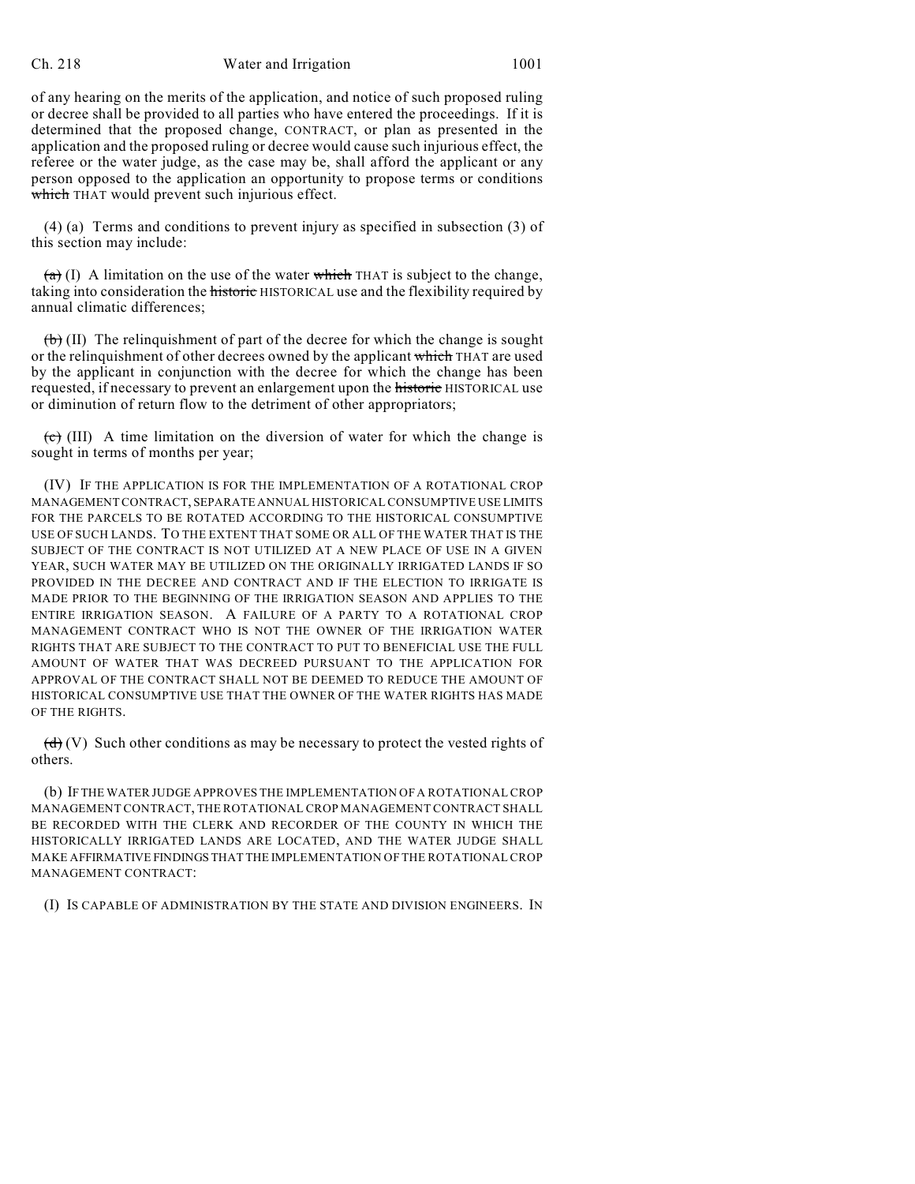of any hearing on the merits of the application, and notice of such proposed ruling or decree shall be provided to all parties who have entered the proceedings. If it is determined that the proposed change, CONTRACT, or plan as presented in the application and the proposed ruling or decree would cause such injurious effect, the referee or the water judge, as the case may be, shall afford the applicant or any person opposed to the application an opportunity to propose terms or conditions ~~which~~ THAT would prevent such injurious effect.

(4) (a) Terms and conditions to prevent injury as specified in subsection (3) of this section may include:

~~(a)~~ (I) A limitation on the use of the water ~~which~~ THAT is subject to the change, taking into consideration the ~~historic~~ HISTORICAL use and the flexibility required by annual climatic differences;

~~(b)~~ (II) The relinquishment of part of the decree for which the change is sought or the relinquishment of other decrees owned by the applicant ~~which~~ THAT are used by the applicant in conjunction with the decree for which the change has been requested, if necessary to prevent an enlargement upon the ~~historic~~ HISTORICAL use or diminution of return flow to the detriment of other appropriators;

~~(c)~~ (III) A time limitation on the diversion of water for which the change is sought in terms of months per year;

(IV) IF THE APPLICATION IS FOR THE IMPLEMENTATION OF A ROTATIONAL CROP MANAGEMENT CONTRACT, SEPARATE ANNUAL HISTORICAL CONSUMPTIVE USE LIMITS FOR THE PARCELS TO BE ROTATED ACCORDING TO THE HISTORICAL CONSUMPTIVE USE OF SUCH LANDS. TO THE EXTENT THAT SOME OR ALL OF THE WATER THAT IS THE SUBJECT OF THE CONTRACT IS NOT UTILIZED AT A NEW PLACE OF USE IN A GIVEN YEAR, SUCH WATER MAY BE UTILIZED ON THE ORIGINALLY IRRIGATED LANDS IF SO PROVIDED IN THE DECREE AND CONTRACT AND IF THE ELECTION TO IRRIGATE IS MADE PRIOR TO THE BEGINNING OF THE IRRIGATION SEASON AND APPLIES TO THE ENTIRE IRRIGATION SEASON. A FAILURE OF A PARTY TO A ROTATIONAL CROP MANAGEMENT CONTRACT WHO IS NOT THE OWNER OF THE IRRIGATION WATER RIGHTS THAT ARE SUBJECT TO THE CONTRACT TO PUT TO BENEFICIAL USE THE FULL AMOUNT OF WATER THAT WAS DECREED PURSUANT TO THE APPLICATION FOR APPROVAL OF THE CONTRACT SHALL NOT BE DEEMED TO REDUCE THE AMOUNT OF HISTORICAL CONSUMPTIVE USE THAT THE OWNER OF THE WATER RIGHTS HAS MADE OF THE RIGHTS.

~~(d)~~ (V) Such other conditions as may be necessary to protect the vested rights of others.

(b) IF THE WATER JUDGE APPROVES THE IMPLEMENTATION OF A ROTATIONAL CROP MANAGEMENT CONTRACT, THE ROTATIONAL CROP MANAGEMENT CONTRACT SHALL BE RECORDED WITH THE CLERK AND RECORDER OF THE COUNTY IN WHICH THE HISTORICALLY IRRIGATED LANDS ARE LOCATED, AND THE WATER JUDGE SHALL MAKE AFFIRMATIVE FINDINGS THAT THE IMPLEMENTATION OF THE ROTATIONAL CROP MANAGEMENT CONTRACT:

(I) IS CAPABLE OF ADMINISTRATION BY THE STATE AND DIVISION ENGINEERS. IN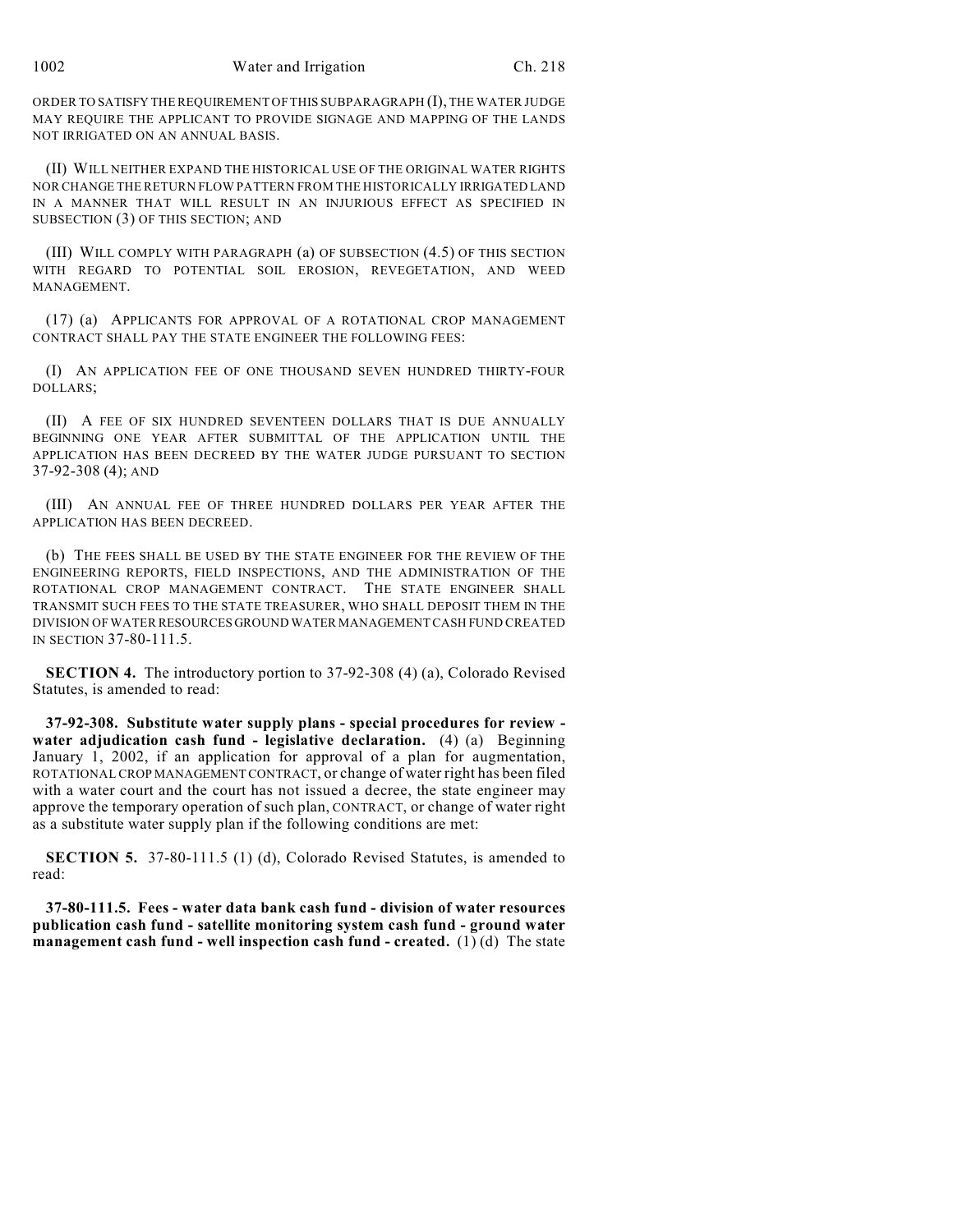ORDER TO SATISFY THE REQUIREMENT OF THIS SUBPARAGRAPH (I), THE WATER JUDGE MAY REQUIRE THE APPLICANT TO PROVIDE SIGNAGE AND MAPPING OF THE LANDS NOT IRRIGATED ON AN ANNUAL BASIS.

(II) WILL NEITHER EXPAND THE HISTORICAL USE OF THE ORIGINAL WATER RIGHTS NOR CHANGE THE RETURN FLOW PATTERN FROM THE HISTORICALLY IRRIGATED LAND IN A MANNER THAT WILL RESULT IN AN INJURIOUS EFFECT AS SPECIFIED IN SUBSECTION (3) OF THIS SECTION; AND

(III) WILL COMPLY WITH PARAGRAPH (a) OF SUBSECTION (4.5) OF THIS SECTION WITH REGARD TO POTENTIAL SOIL EROSION, REVEGETATION, AND WEED MANAGEMENT.

(17) (a) APPLICANTS FOR APPROVAL OF A ROTATIONAL CROP MANAGEMENT CONTRACT SHALL PAY THE STATE ENGINEER THE FOLLOWING FEES:

(I) AN APPLICATION FEE OF ONE THOUSAND SEVEN HUNDRED THIRTY-FOUR DOLLARS;

(II) A FEE OF SIX HUNDRED SEVENTEEN DOLLARS THAT IS DUE ANNUALLY BEGINNING ONE YEAR AFTER SUBMITTAL OF THE APPLICATION UNTIL THE APPLICATION HAS BEEN DECREED BY THE WATER JUDGE PURSUANT TO SECTION 37-92-308 (4); AND

(III) AN ANNUAL FEE OF THREE HUNDRED DOLLARS PER YEAR AFTER THE APPLICATION HAS BEEN DECREED.

(b) THE FEES SHALL BE USED BY THE STATE ENGINEER FOR THE REVIEW OF THE ENGINEERING REPORTS, FIELD INSPECTIONS, AND THE ADMINISTRATION OF THE ROTATIONAL CROP MANAGEMENT CONTRACT. THE STATE ENGINEER SHALL TRANSMIT SUCH FEES TO THE STATE TREASURER, WHO SHALL DEPOSIT THEM IN THE DIVISION OF WATER RESOURCES GROUND WATER MANAGEMENT CASH FUND CREATED IN SECTION 37-80-111.5.

**SECTION 4.** The introductory portion to 37-92-308 (4) (a), Colorado Revised Statutes, is amended to read:

**37-92-308. Substitute water supply plans - special procedures for review - water adjudication cash fund - legislative declaration.** (4) (a) Beginning January 1, 2002, if an application for approval of a plan for augmentation, ROTATIONAL CROP MANAGEMENT CONTRACT, or change of water right has been filed with a water court and the court has not issued a decree, the state engineer may approve the temporary operation of such plan, CONTRACT, or change of water right as a substitute water supply plan if the following conditions are met:

**SECTION 5.** 37-80-111.5 (1) (d), Colorado Revised Statutes, is amended to read:

**37-80-111.5. Fees - water data bank cash fund - division of water resources publication cash fund - satellite monitoring system cash fund - ground water management cash fund - well inspection cash fund - created.** (1) (d) The state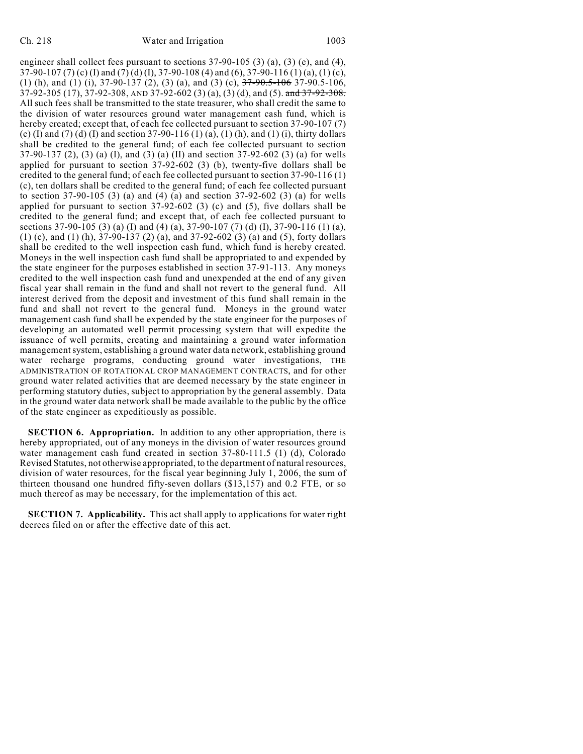engineer shall collect fees pursuant to sections 37-90-105 (3) (a), (3) (e), and (4), 37-90-107 (7) (c) (I) and (7) (d) (I), 37-90-108 (4) and (6), 37-90-116 (1) (a), (1) (c), (1) (h), and (1) (i), 37-90-137 (2), (3) (a), and (3) (c), ~~37-90.5-106~~ 37-90.5-106, 37-92-305 (17), 37-92-308, AND 37-92-602 (3) (a), (3) (d), and (5). ~~and 37-92-308.~~ All such fees shall be transmitted to the state treasurer, who shall credit the same to the division of water resources ground water management cash fund, which is hereby created; except that, of each fee collected pursuant to section 37-90-107 (7) (c) (I) and (7) (d) (I) and section 37-90-116 (1) (a), (1) (h), and (1) (i), thirty dollars shall be credited to the general fund; of each fee collected pursuant to section 37-90-137 (2), (3) (a) (I), and (3) (a) (II) and section 37-92-602 (3) (a) for wells applied for pursuant to section 37-92-602 (3) (b), twenty-five dollars shall be credited to the general fund; of each fee collected pursuant to section 37-90-116 (1) (c), ten dollars shall be credited to the general fund; of each fee collected pursuant to section 37-90-105 (3) (a) and (4) (a) and section 37-92-602 (3) (a) for wells applied for pursuant to section 37-92-602 (3) (c) and (5), five dollars shall be credited to the general fund; and except that, of each fee collected pursuant to sections 37-90-105 (3) (a) (I) and (4) (a), 37-90-107 (7) (d) (I), 37-90-116 (1) (a), (1) (c), and (1) (h), 37-90-137 (2) (a), and 37-92-602 (3) (a) and (5), forty dollars shall be credited to the well inspection cash fund, which fund is hereby created. Moneys in the well inspection cash fund shall be appropriated to and expended by the state engineer for the purposes established in section 37-91-113. Any moneys credited to the well inspection cash fund and unexpended at the end of any given fiscal year shall remain in the fund and shall not revert to the general fund. All interest derived from the deposit and investment of this fund shall remain in the fund and shall not revert to the general fund. Moneys in the ground water management cash fund shall be expended by the state engineer for the purposes of developing an automated well permit processing system that will expedite the issuance of well permits, creating and maintaining a ground water information management system, establishing a ground water data network, establishing ground water recharge programs, conducting ground water investigations, THE ADMINISTRATION OF ROTATIONAL CROP MANAGEMENT CONTRACTS, and for other ground water related activities that are deemed necessary by the state engineer in performing statutory duties, subject to appropriation by the general assembly. Data in the ground water data network shall be made available to the public by the office of the state engineer as expeditiously as possible.

**SECTION 6. Appropriation.** In addition to any other appropriation, there is hereby appropriated, out of any moneys in the division of water resources ground water management cash fund created in section 37-80-111.5 (1) (d), Colorado Revised Statutes, not otherwise appropriated, to the department of natural resources, division of water resources, for the fiscal year beginning July 1, 2006, the sum of thirteen thousand one hundred fifty-seven dollars ($13,157) and 0.2 FTE, or so much thereof as may be necessary, for the implementation of this act.

**SECTION 7. Applicability.** This act shall apply to applications for water right decrees filed on or after the effective date of this act.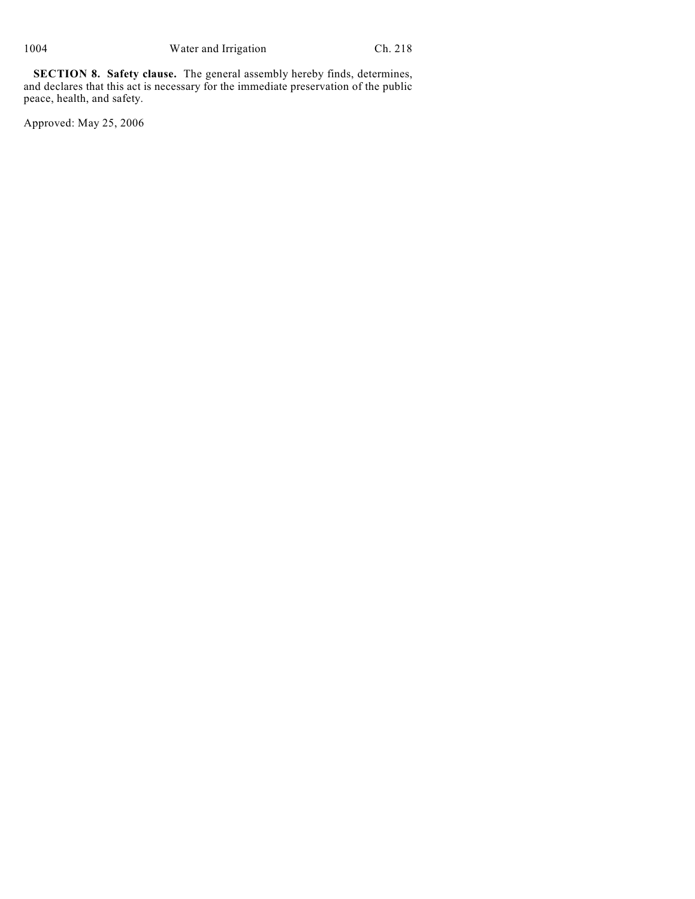**SECTION 8. Safety clause.** The general assembly hereby finds, determines, and declares that this act is necessary for the immediate preservation of the public peace, health, and safety.

Approved: May 25, 2006